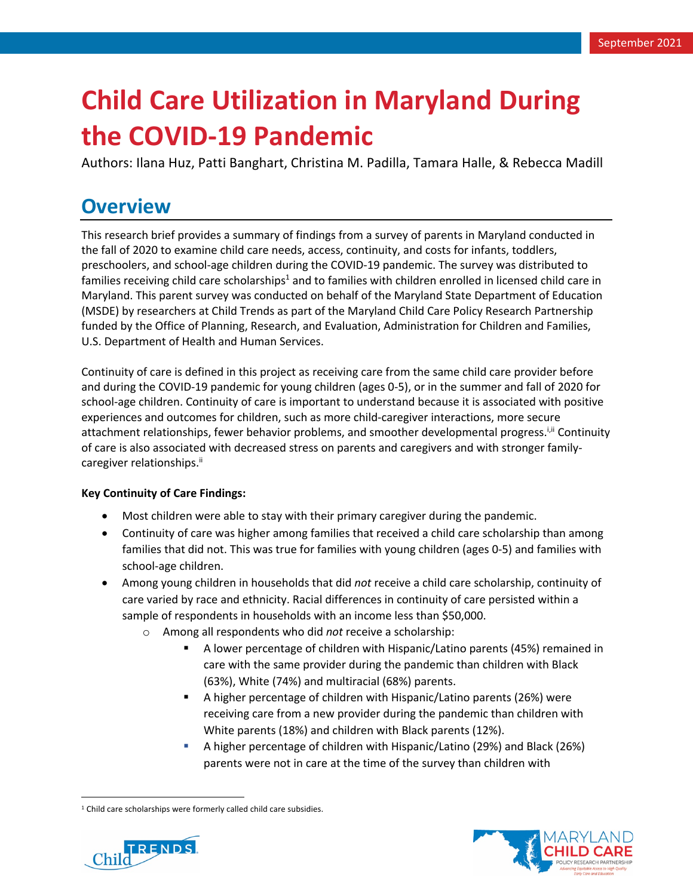September 2021

# Child Care Utilization in Maryland During the COVID-19 Pandemic

Authors: Ilana Huz, Patti Banghart, Christina M. Padilla, Tamara Halle, & Rebecca Madill

## Overview

This research brief provides a summary of findings from a survey of parents in Maryland conducted in the fall of 2020 to examine child care needs, access, continuity, and costs for infants, toddlers, preschoolers, and school-age children during the COVID-19 pandemic. The survey was distributed to families receiving child care scholarships[1] and to families with children enrolled in licensed child care in Maryland. This parent survey was conducted on behalf of the Maryland State Department of Education (MSDE) by researchers at Child Trends as part of the Maryland Child Care Policy Research Partnership funded by the Office of Planning, Research, and Evaluation, Administration for Children and Families, U.S. Department of Health and Human Services.

Continuity of care is defined in this project as receiving care from the same child care provider before and during the COVID-19 pandemic for young children (ages 0-5), or in the summer and fall of 2020 for school-age children. Continuity of care is important to understand because it is associated with positive experiences and outcomes for children, such as more child-caregiver interactions, more secure attachment relationships, fewer behavior problems, and smoother developmental progress.[i,ii] Continuity of care is also associated with decreased stress on parents and caregivers and with stronger family-caregiver relationships.[ii]

**Key Continuity of Care Findings:**

- Most children were able to stay with their primary caregiver during the pandemic.
- Continuity of care was higher among families that received a child care scholarship than among families that did not. This was true for families with young children (ages 0-5) and families with school-age children.
- Among young children in households that did *not* receive a child care scholarship, continuity of care varied by race and ethnicity. Racial differences in continuity of care persisted within a sample of respondents in households with an income less than $50,000.
    - Among all respondents who did *not* receive a scholarship:
        - A lower percentage of children with Hispanic/Latino parents (45%) remained in care with the same provider during the pandemic than children with Black (63%), White (74%) and multiracial (68%) parents.
        - A higher percentage of children with Hispanic/Latino parents (26%) were receiving care from a new provider during the pandemic than children with White parents (18%) and children with Black parents (12%).
        - A higher percentage of children with Hispanic/Latino (29%) and Black (26%) parents were not in care at the time of the survey than children with

[1] Child care scholarships were formerly called child care subsidies.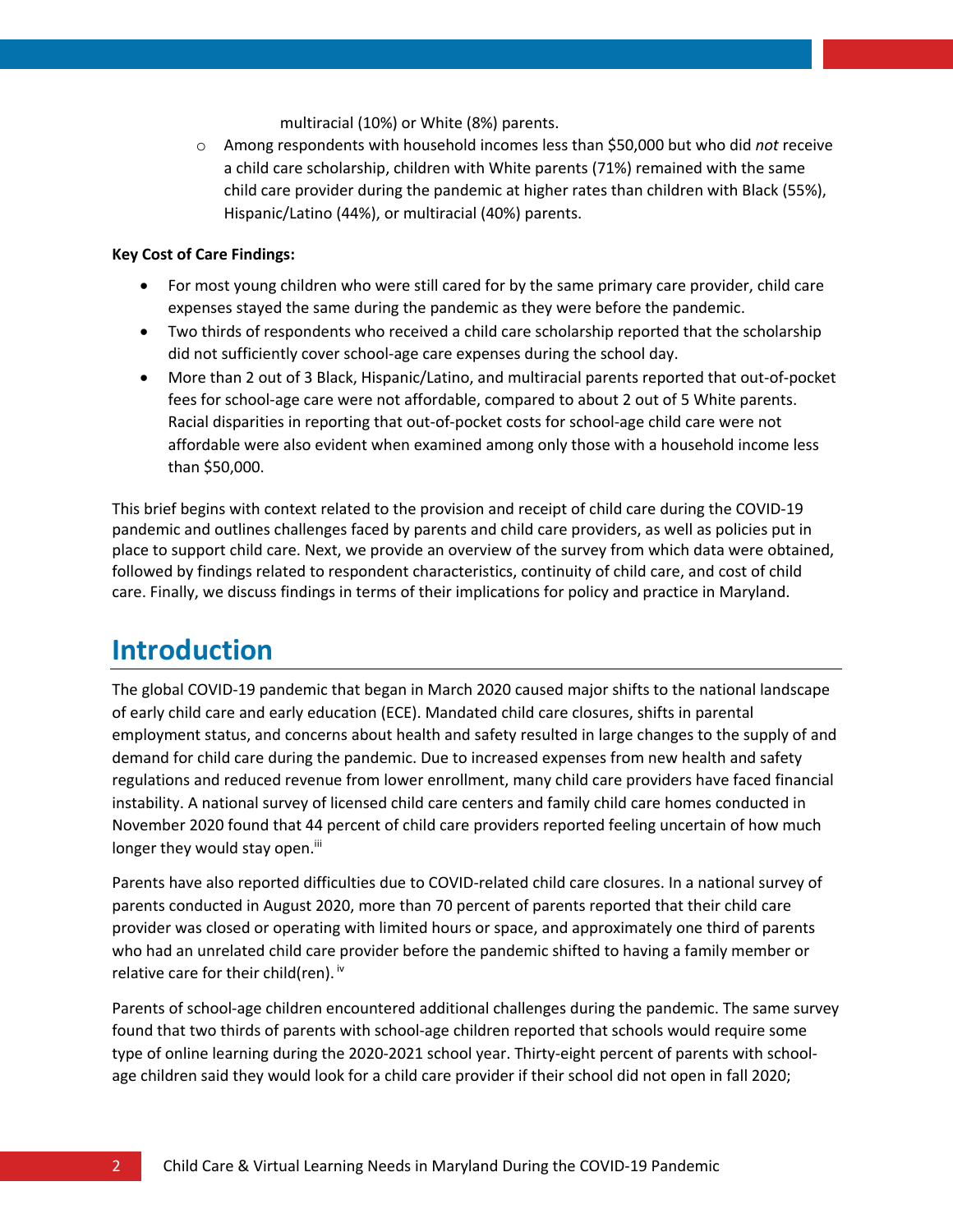multiracial (10%) or White (8%) parents.

- Among respondents with household incomes less than $50,000 but who did *not* receive a child care scholarship, children with White parents (71%) remained with the same child care provider during the pandemic at higher rates than children with Black (55%), Hispanic/Latino (44%), or multiracial (40%) parents.

**Key Cost of Care Findings:**

- For most young children who were still cared for by the same primary care provider, child care expenses stayed the same during the pandemic as they were before the pandemic.
- Two thirds of respondents who received a child care scholarship reported that the scholarship did not sufficiently cover school-age care expenses during the school day.
- More than 2 out of 3 Black, Hispanic/Latino, and multiracial parents reported that out-of-pocket fees for school-age care were not affordable, compared to about 2 out of 5 White parents. Racial disparities in reporting that out-of-pocket costs for school-age child care were not affordable were also evident when examined among only those with a household income less than $50,000.

This brief begins with context related to the provision and receipt of child care during the COVID-19 pandemic and outlines challenges faced by parents and child care providers, as well as policies put in place to support child care. Next, we provide an overview of the survey from which data were obtained, followed by findings related to respondent characteristics, continuity of child care, and cost of child care. Finally, we discuss findings in terms of their implications for policy and practice in Maryland.

## Introduction

The global COVID-19 pandemic that began in March 2020 caused major shifts to the national landscape of early child care and early education (ECE). Mandated child care closures, shifts in parental employment status, and concerns about health and safety resulted in large changes to the supply of and demand for child care during the pandemic. Due to increased expenses from new health and safety regulations and reduced revenue from lower enrollment, many child care providers have faced financial instability. A national survey of licensed child care centers and family child care homes conducted in November 2020 found that 44 percent of child care providers reported feeling uncertain of how much longer they would stay open.[iii]

Parents have also reported difficulties due to COVID-related child care closures. In a national survey of parents conducted in August 2020, more than 70 percent of parents reported that their child care provider was closed or operating with limited hours or space, and approximately one third of parents who had an unrelated child care provider before the pandemic shifted to having a family member or relative care for their child(ren).[iv]

Parents of school-age children encountered additional challenges during the pandemic. The same survey found that two thirds of parents with school-age children reported that schools would require some type of online learning during the 2020-2021 school year. Thirty-eight percent of parents with school-age children said they would look for a child care provider if their school did not open in fall 2020;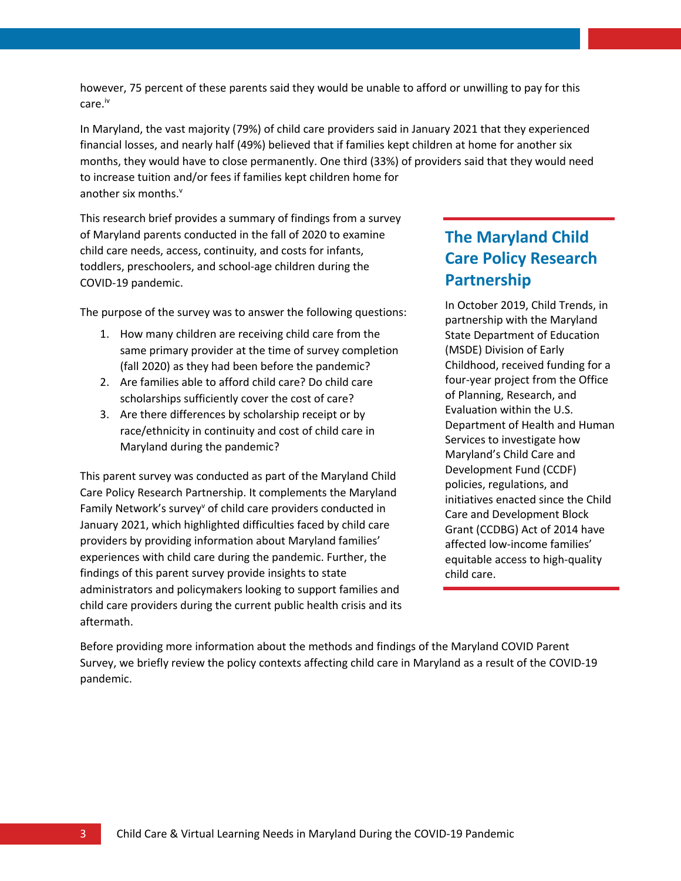however, 75 percent of these parents said they would be unable to afford or unwilling to pay for this care.[iv]

In Maryland, the vast majority (79%) of child care providers said in January 2021 that they experienced financial losses, and nearly half (49%) believed that if families kept children at home for another six months, they would have to close permanently. One third (33%) of providers said that they would need to increase tuition and/or fees if families kept children home for another six months.[v]

This research brief provides a summary of findings from a survey of Maryland parents conducted in the fall of 2020 to examine child care needs, access, continuity, and costs for infants, toddlers, preschoolers, and school-age children during the COVID-19 pandemic.

The purpose of the survey was to answer the following questions:

1. How many children are receiving child care from the same primary provider at the time of survey completion (fall 2020) as they had been before the pandemic?
2. Are families able to afford child care? Do child care scholarships sufficiently cover the cost of care?
3. Are there differences by scholarship receipt or by race/ethnicity in continuity and cost of child care in Maryland during the pandemic?

This parent survey was conducted as part of the Maryland Child Care Policy Research Partnership. It complements the Maryland Family Network's survey[v] of child care providers conducted in January 2021, which highlighted difficulties faced by child care providers by providing information about Maryland families' experiences with child care during the pandemic. Further, the findings of this parent survey provide insights to state administrators and policymakers looking to support families and child care providers during the current public health crisis and its aftermath.

## The Maryland Child Care Policy Research Partnership

In October 2019, Child Trends, in partnership with the Maryland State Department of Education (MSDE) Division of Early Childhood, received funding for a four-year project from the Office of Planning, Research, and Evaluation within the U.S. Department of Health and Human Services to investigate how Maryland's Child Care and Development Fund (CCDF) policies, regulations, and initiatives enacted since the Child Care and Development Block Grant (CCDBG) Act of 2014 have affected low-income families' equitable access to high-quality child care.

Before providing more information about the methods and findings of the Maryland COVID Parent Survey, we briefly review the policy contexts affecting child care in Maryland as a result of the COVID-19 pandemic.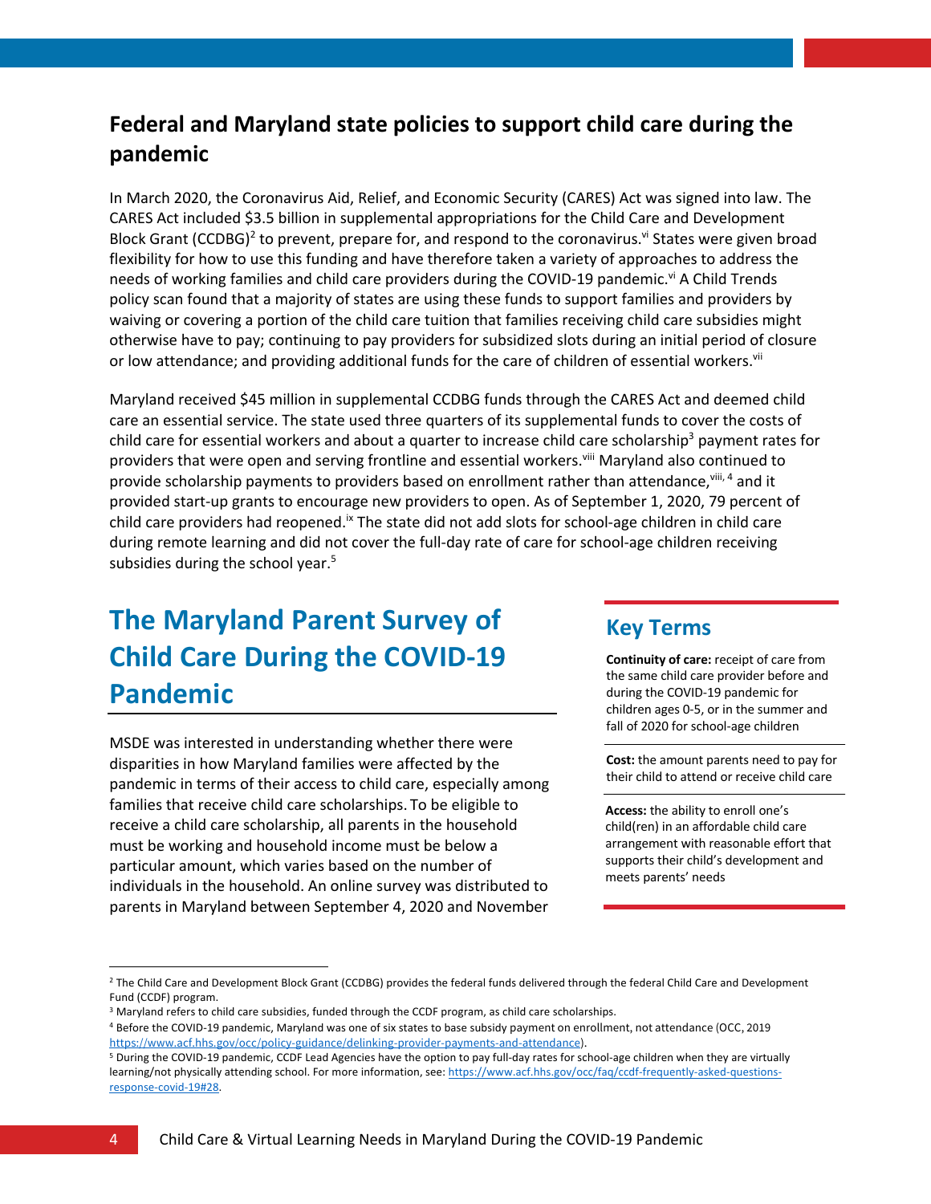## Federal and Maryland state policies to support child care during the pandemic

In March 2020, the Coronavirus Aid, Relief, and Economic Security (CARES) Act was signed into law. The CARES Act included $3.5 billion in supplemental appropriations for the Child Care and Development Block Grant (CCDBG)[2] to prevent, prepare for, and respond to the coronavirus.[vi] States were given broad flexibility for how to use this funding and have therefore taken a variety of approaches to address the needs of working families and child care providers during the COVID-19 pandemic.[vi] A Child Trends policy scan found that a majority of states are using these funds to support families and providers by waiving or covering a portion of the child care tuition that families receiving child care subsidies might otherwise have to pay; continuing to pay providers for subsidized slots during an initial period of closure or low attendance; and providing additional funds for the care of children of essential workers.[vii]

Maryland received $45 million in supplemental CCDBG funds through the CARES Act and deemed child care an essential service. The state used three quarters of its supplemental funds to cover the costs of child care for essential workers and about a quarter to increase child care scholarship[3] payment rates for providers that were open and serving frontline and essential workers.[viii] Maryland also continued to provide scholarship payments to providers based on enrollment rather than attendance,[viii, 4] and it provided start-up grants to encourage new providers to open. As of September 1, 2020, 79 percent of child care providers had reopened.[ix] The state did not add slots for school-age children in child care during remote learning and did not cover the full-day rate of care for school-age children receiving subsidies during the school year.[5]

# The Maryland Parent Survey of Child Care During the COVID-19 Pandemic

MSDE was interested in understanding whether there were disparities in how Maryland families were affected by the pandemic in terms of their access to child care, especially among families that receive child care scholarships. To be eligible to receive a child care scholarship, all parents in the household must be working and household income must be below a particular amount, which varies based on the number of individuals in the household. An online survey was distributed to parents in Maryland between September 4, 2020 and November

## Key Terms

**Continuity of care:** receipt of care from the same child care provider before and during the COVID-19 pandemic for children ages 0-5, or in the summer and fall of 2020 for school-age children

**Cost:** the amount parents need to pay for their child to attend or receive child care

**Access:** the ability to enroll one's child(ren) in an affordable child care arrangement with reasonable effort that supports their child's development and meets parents' needs

---

[2] The Child Care and Development Block Grant (CCDBG) provides the federal funds delivered through the federal Child Care and Development Fund (CCDF) program.

[3] Maryland refers to child care subsidies, funded through the CCDF program, as child care scholarships.

[4] Before the COVID-19 pandemic, Maryland was one of six states to base subsidy payment on enrollment, not attendance (OCC, 2019 https://www.acf.hhs.gov/occ/policy-guidance/delinking-provider-payments-and-attendance).

[5] During the COVID-19 pandemic, CCDF Lead Agencies have the option to pay full-day rates for school-age children when they are virtually learning/not physically attending school. For more information, see: https://www.acf.hhs.gov/occ/faq/ccdf-frequently-asked-questions-response-covid-19#28.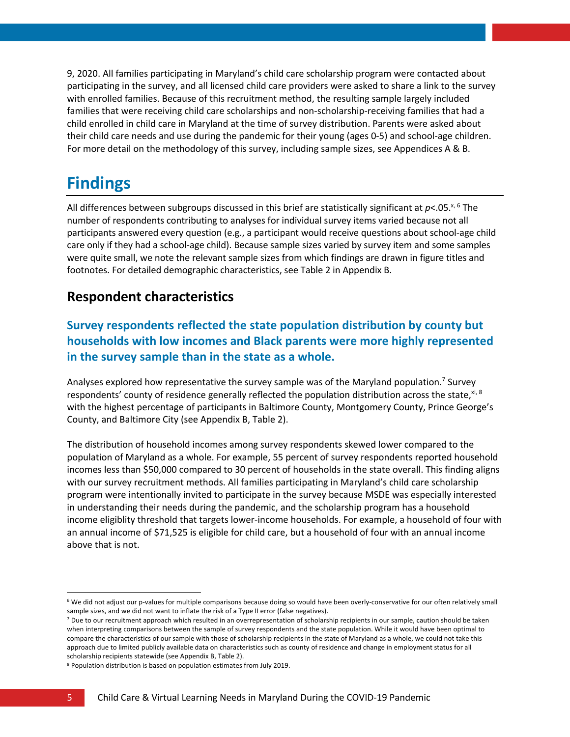9, 2020. All families participating in Maryland's child care scholarship program were contacted about participating in the survey, and all licensed child care providers were asked to share a link to the survey with enrolled families. Because of this recruitment method, the resulting sample largely included families that were receiving child care scholarships and non-scholarship-receiving families that had a child enrolled in child care in Maryland at the time of survey distribution. Parents were asked about their child care needs and use during the pandemic for their young (ages 0-5) and school-age children. For more detail on the methodology of this survey, including sample sizes, see Appendices A & B.

# Findings

All differences between subgroups discussed in this brief are statistically significant at $p<.05$.[x, 6] The number of respondents contributing to analyses for individual survey items varied because not all participants answered every question (e.g., a participant would receive questions about school-age child care only if they had a school-age child). Because sample sizes varied by survey item and some samples were quite small, we note the relevant sample sizes from which findings are drawn in figure titles and footnotes. For detailed demographic characteristics, see Table 2 in Appendix B.

## Respondent characteristics

### Survey respondents reflected the state population distribution by county but households with low incomes and Black parents were more highly represented in the survey sample than in the state as a whole.

Analyses explored how representative the survey sample was of the Maryland population.[7] Survey respondents' county of residence generally reflected the population distribution across the state,[xi, 8] with the highest percentage of participants in Baltimore County, Montgomery County, Prince George's County, and Baltimore City (see Appendix B, Table 2).

The distribution of household incomes among survey respondents skewed lower compared to the population of Maryland as a whole. For example, 55 percent of survey respondents reported household incomes less than $50,000 compared to 30 percent of households in the state overall. This finding aligns with our survey recruitment methods. All families participating in Maryland's child care scholarship program were intentionally invited to participate in the survey because MSDE was especially interested in understanding their needs during the pandemic, and the scholarship program has a household income eligiblity threshold that targets lower-income households. For example, a household of four with an annual income of $71,525 is eligible for child care, but a household of four with an annual income above that is not.

---

[6] We did not adjust our p-values for multiple comparisons because doing so would have been overly-conservative for our often relatively small sample sizes, and we did not want to inflate the risk of a Type II error (false negatives).

[7] Due to our recruitment approach which resulted in an overrepresentation of scholarship recipients in our sample, caution should be taken when interpreting comparisons between the sample of survey respondents and the state population. While it would have been optimal to compare the characteristics of our sample with those of scholarship recipients in the state of Maryland as a whole, we could not take this approach due to limited publicly available data on characteristics such as county of residence and change in employment status for all scholarship recipients statewide (see Appendix B, Table 2).

[8] Population distribution is based on population estimates from July 2019.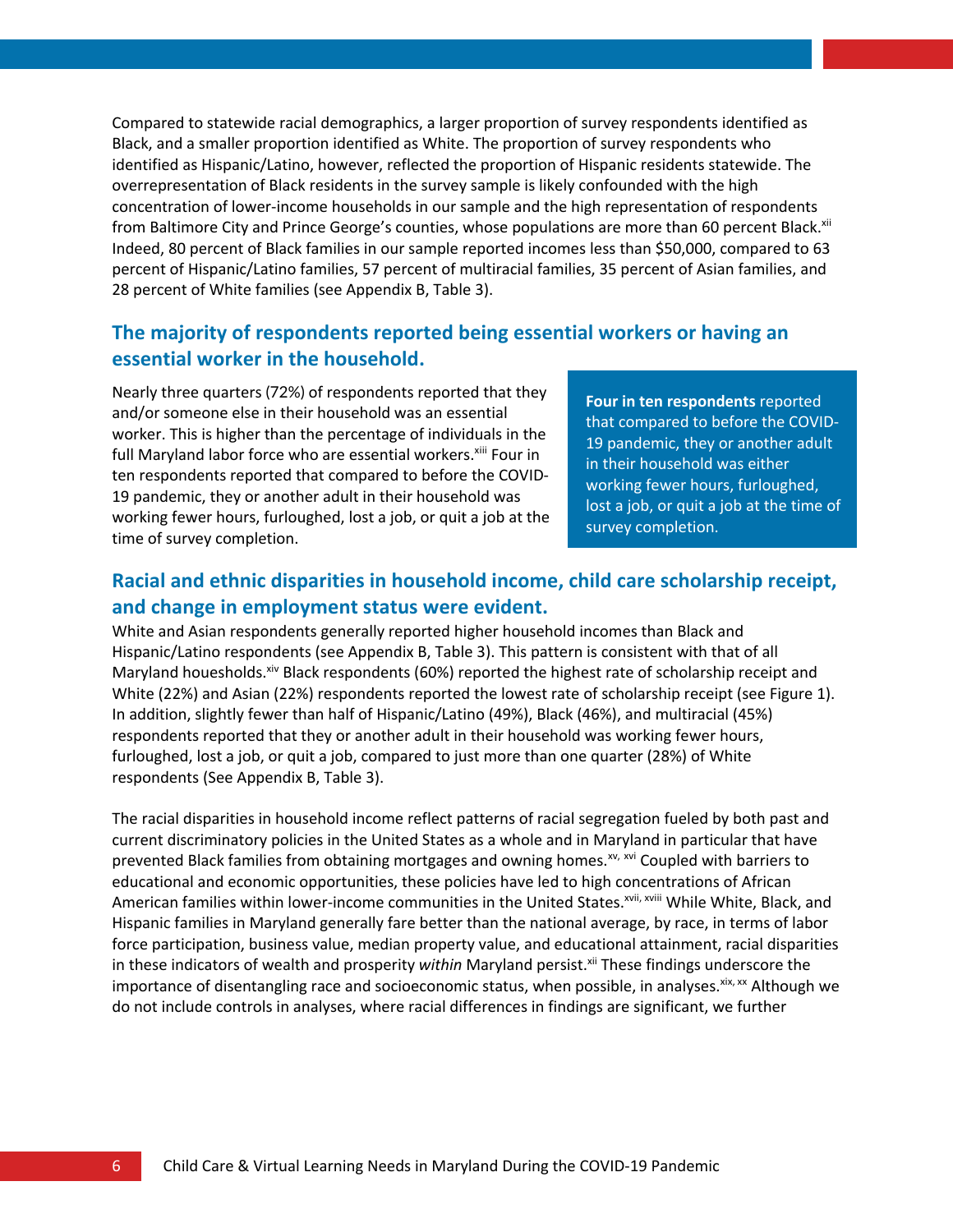Compared to statewide racial demographics, a larger proportion of survey respondents identified as Black, and a smaller proportion identified as White. The proportion of survey respondents who identified as Hispanic/Latino, however, reflected the proportion of Hispanic residents statewide. The overrepresentation of Black residents in the survey sample is likely confounded with the high concentration of lower-income households in our sample and the high representation of respondents from Baltimore City and Prince George's counties, whose populations are more than 60 percent Black.[xii] Indeed, 80 percent of Black families in our sample reported incomes less than $50,000, compared to 63 percent of Hispanic/Latino families, 57 percent of multiracial families, 35 percent of Asian families, and 28 percent of White families (see Appendix B, Table 3).

## The majority of respondents reported being essential workers or having an essential worker in the household.

Nearly three quarters (72%) of respondents reported that they and/or someone else in their household was an essential worker. This is higher than the percentage of individuals in the full Maryland labor force who are essential workers.[xiii] Four in ten respondents reported that compared to before the COVID-19 pandemic, they or another adult in their household was working fewer hours, furloughed, lost a job, or quit a job at the time of survey completion.

**Four in ten respondents** reported that compared to before the COVID-19 pandemic, they or another adult in their household was either working fewer hours, furloughed, lost a job, or quit a job at the time of survey completion.

## Racial and ethnic disparities in household income, child care scholarship receipt, and change in employment status were evident.

White and Asian respondents generally reported higher household incomes than Black and Hispanic/Latino respondents (see Appendix B, Table 3). This pattern is consistent with that of all Maryland houseuholds.[xiv] Black respondents (60%) reported the highest rate of scholarship receipt and White (22%) and Asian (22%) respondents reported the lowest rate of scholarship receipt (see Figure 1). In addition, slightly fewer than half of Hispanic/Latino (49%), Black (46%), and multiracial (45%) respondents reported that they or another adult in their household was working fewer hours, furloughed, lost a job, or quit a job, compared to just more than one quarter (28%) of White respondents (See Appendix B, Table 3).

The racial disparities in household income reflect patterns of racial segregation fueled by both past and current discriminatory policies in the United States as a whole and in Maryland in particular that have prevented Black families from obtaining mortgages and owning homes.[xv, xvi] Coupled with barriers to educational and economic opportunities, these policies have led to high concentrations of African American families within lower-income communities in the United States.[xvii, xviii] While White, Black, and Hispanic families in Maryland generally fare better than the national average, by race, in terms of labor force participation, business value, median property value, and educational attainment, racial disparities in these indicators of wealth and prosperity *within* Maryland persist.[xii] These findings underscore the importance of disentangling race and socioeconomic status, when possible, in analyses.[xix, xx] Although we do not include controls in analyses, where racial differences in findings are significant, we further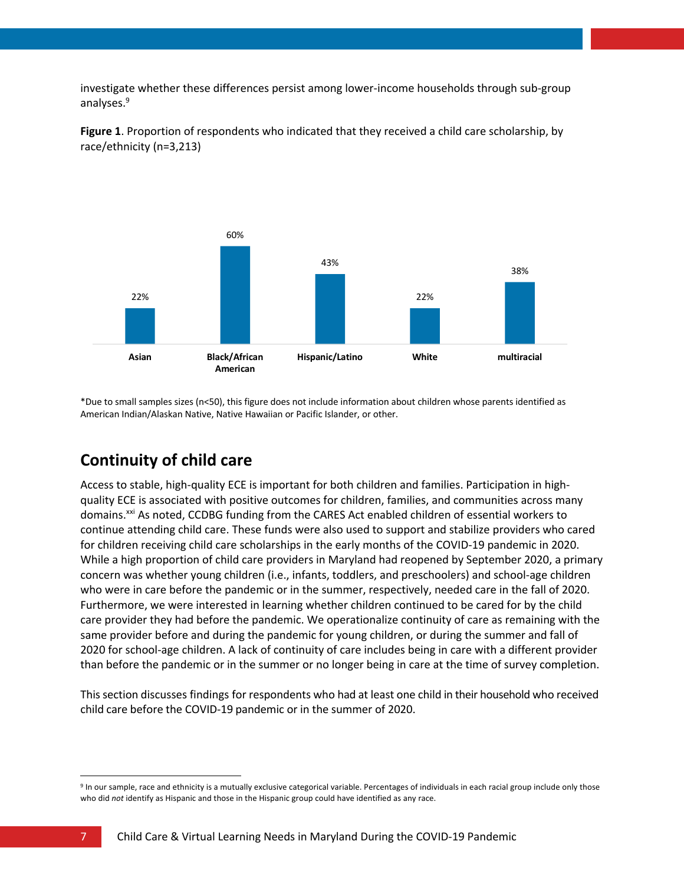investigate whether these differences persist among lower-income households through sub-group analyses.[9]

**Figure 1**. Proportion of respondents who indicated that they received a child care scholarship, by race/ethnicity (n=3,213)

| Race/ethnicity | Percent |
|---|---|
| Asian | 22% |
| Black/African American | 60% |
| Hispanic/Latino | 43% |
| White | 22% |
| multiracial | 38% |

*Due to small samples sizes (n<50), this figure does not include information about children whose parents identified as American Indian/Alaskan Native, Native Hawaiian or Pacific Islander, or other.

## Continuity of child care

Access to stable, high-quality ECE is important for both children and families. Participation in high-quality ECE is associated with positive outcomes for children, families, and communities across many domains.[xxi] As noted, CCDBG funding from the CARES Act enabled children of essential workers to continue attending child care. These funds were also used to support and stabilize providers who cared for children receiving child care scholarships in the early months of the COVID-19 pandemic in 2020. While a high proportion of child care providers in Maryland had reopened by September 2020, a primary concern was whether young children (i.e., infants, toddlers, and preschoolers) and school-age children who were in care before the pandemic or in the summer, respectively, needed care in the fall of 2020. Furthermore, we were interested in learning whether children continued to be cared for by the child care provider they had before the pandemic. We operationalize continuity of care as remaining with the same provider before and during the pandemic for young children, or during the summer and fall of 2020 for school-age children. A lack of continuity of care includes being in care with a different provider than before the pandemic or in the summer or no longer being in care at the time of survey completion.

This section discusses findings for respondents who had at least one child in their household who received child care before the COVID-19 pandemic or in the summer of 2020.

---

[9] In our sample, race and ethnicity is a mutually exclusive categorical variable. Percentages of individuals in each racial group include only those who did *not* identify as Hispanic and those in the Hispanic group could have identified as any race.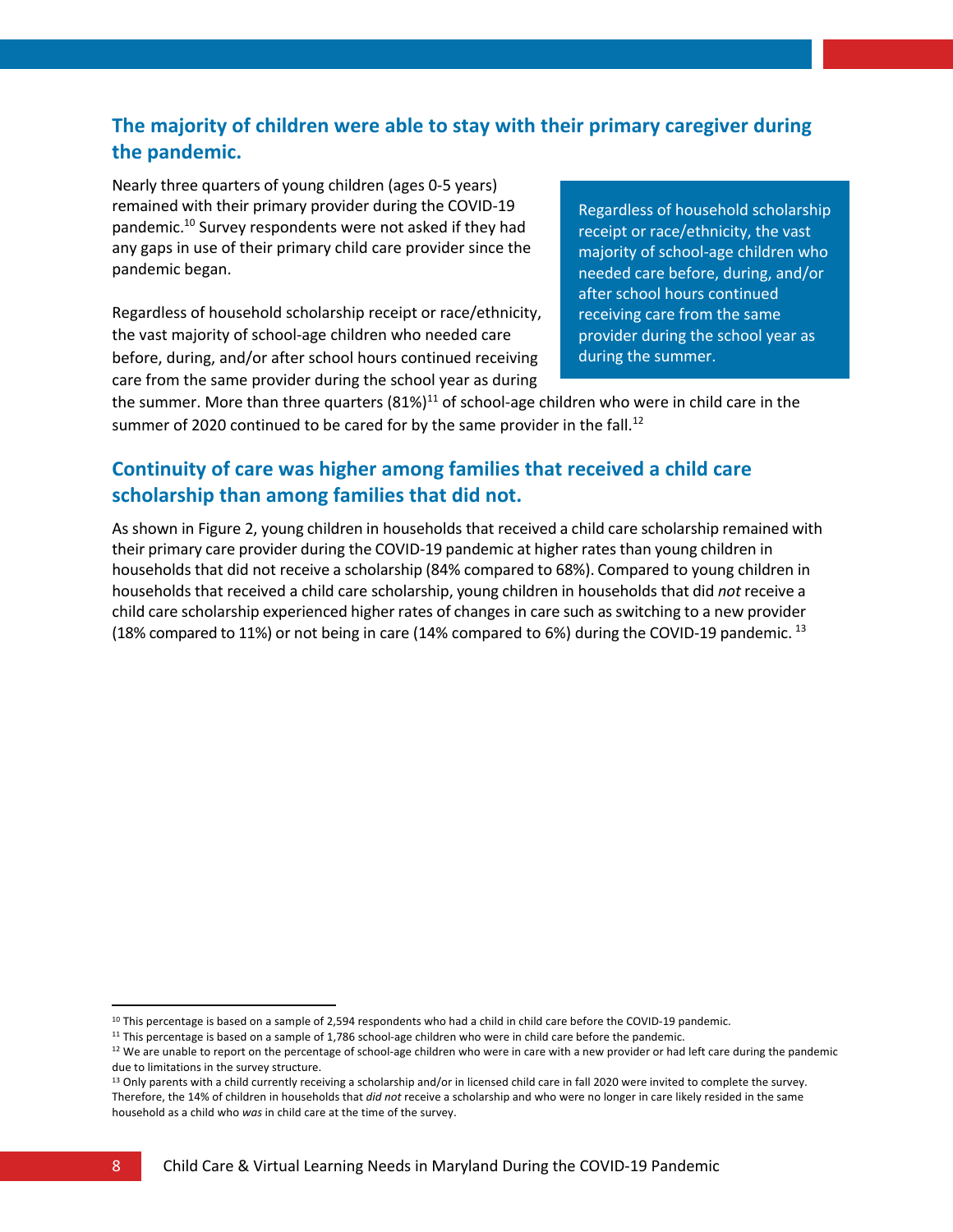## The majority of children were able to stay with their primary caregiver during the pandemic.

Nearly three quarters of young children (ages 0-5 years) remained with their primary provider during the COVID-19 pandemic.[10] Survey respondents were not asked if they had any gaps in use of their primary child care provider since the pandemic began.

> Regardless of household scholarship receipt or race/ethnicity, the vast majority of school-age children who needed care before, during, and/or after school hours continued receiving care from the same provider during the school year as during the summer.

Regardless of household scholarship receipt or race/ethnicity, the vast majority of school-age children who needed care before, during, and/or after school hours continued receiving care from the same provider during the school year as during the summer. More than three quarters (81%)[11] of school-age children who were in child care in the summer of 2020 continued to be cared for by the same provider in the fall.[12]

## Continuity of care was higher among families that received a child care scholarship than among families that did not.

As shown in Figure 2, young children in households that received a child care scholarship remained with their primary care provider during the COVID-19 pandemic at higher rates than young children in households that did not receive a scholarship (84% compared to 68%). Compared to young children in households that received a child care scholarship, young children in households that did *not* receive a child care scholarship experienced higher rates of changes in care such as switching to a new provider (18% compared to 11%) or not being in care (14% compared to 6%) during the COVID-19 pandemic. [13]

---

[10] This percentage is based on a sample of 2,594 respondents who had a child in child care before the COVID-19 pandemic.

[11] This percentage is based on a sample of 1,786 school-age children who were in child care before the pandemic.

[12] We are unable to report on the percentage of school-age children who were in care with a new provider or had left care during the pandemic due to limitations in the survey structure.

[13] Only parents with a child currently receiving a scholarship and/or in licensed child care in fall 2020 were invited to complete the survey. Therefore, the 14% of children in households that *did not* receive a scholarship and who were no longer in care likely resided in the same household as a child who *was* in child care at the time of the survey.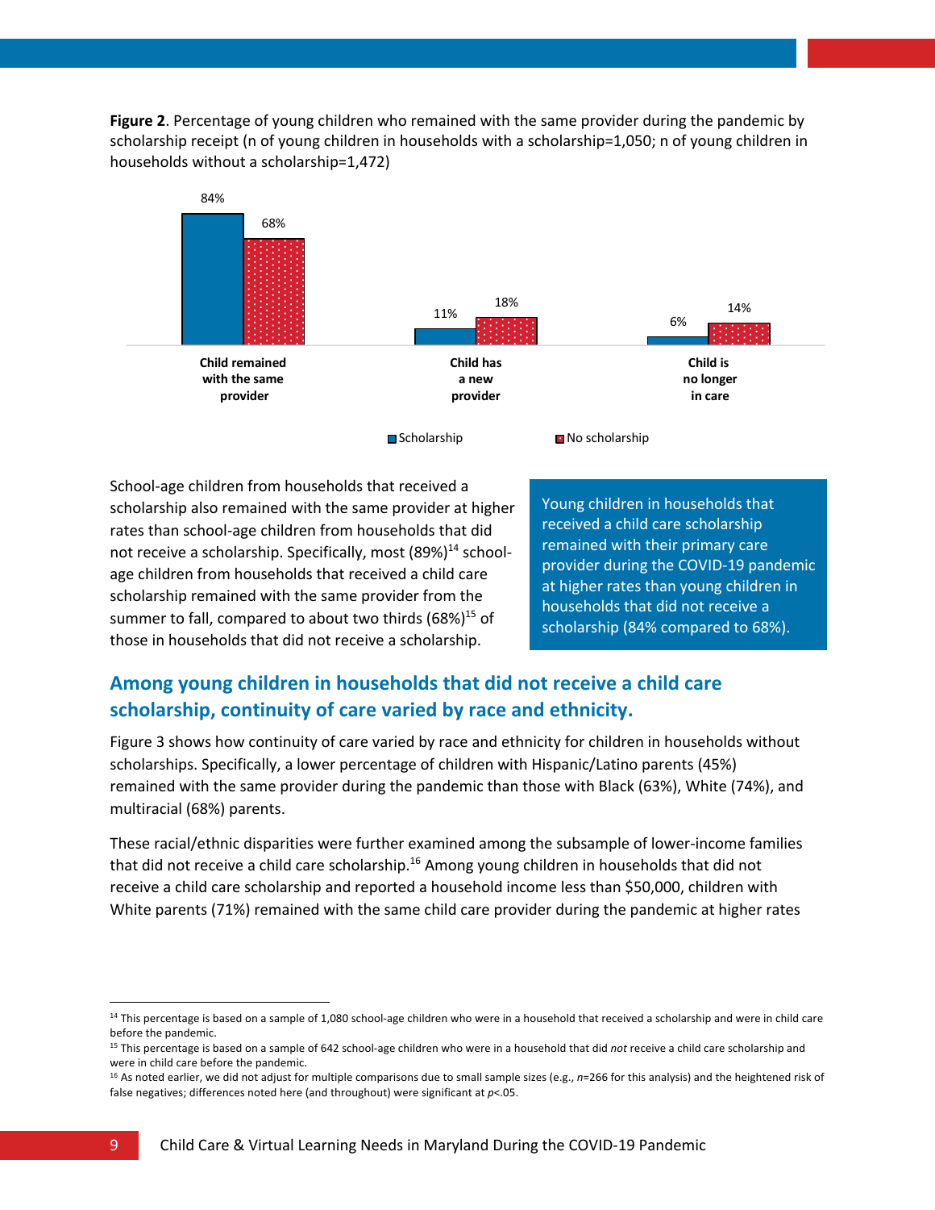**Figure 2**. Percentage of young children who remained with the same provider during the pandemic by scholarship receipt (n of young children in households with a scholarship=1,050; n of young children in households without a scholarship=1,472)

| | Scholarship | No scholarship |
|---|---|---|
| Child remained with the same provider | 84% | 68% |
| Child has a new provider | 11% | 18% |
| Child is no longer in care | 6% | 14% |

School-age children from households that received a scholarship also remained with the same provider at higher rates than school-age children from households that did not receive a scholarship. Specifically, most (89%)[14] school-age children from households that received a child care scholarship remained with the same provider from the summer to fall, compared to about two thirds (68%)[15] of those in households that did not receive a scholarship.

Young children in households that received a child care scholarship remained with their primary care provider during the COVID-19 pandemic at higher rates than young children in households that did not receive a scholarship (84% compared to 68%).

## Among young children in households that did not receive a child care scholarship, continuity of care varied by race and ethnicity.

Figure 3 shows how continuity of care varied by race and ethnicity for children in households without scholarships. Specifically, a lower percentage of children with Hispanic/Latino parents (45%) remained with the same provider during the pandemic than those with Black (63%), White (74%), and multiracial (68%) parents.

These racial/ethnic disparities were further examined among the subsample of lower-income families that did not receive a child care scholarship.[16] Among young children in households that did not receive a child care scholarship and reported a household income less than $50,000, children with White parents (71%) remained with the same child care provider during the pandemic at higher rates

---

[14] This percentage is based on a sample of 1,080 school-age children who were in a household that received a scholarship and were in child care before the pandemic.

[15] This percentage is based on a sample of 642 school-age children who were in a household that did *not* receive a child care scholarship and were in child care before the pandemic.

[16] As noted earlier, we did not adjust for multiple comparisons due to small sample sizes (e.g., $n$=266 for this analysis) and the heightened risk of false negatives; differences noted here (and throughout) were significant at $p$<.05.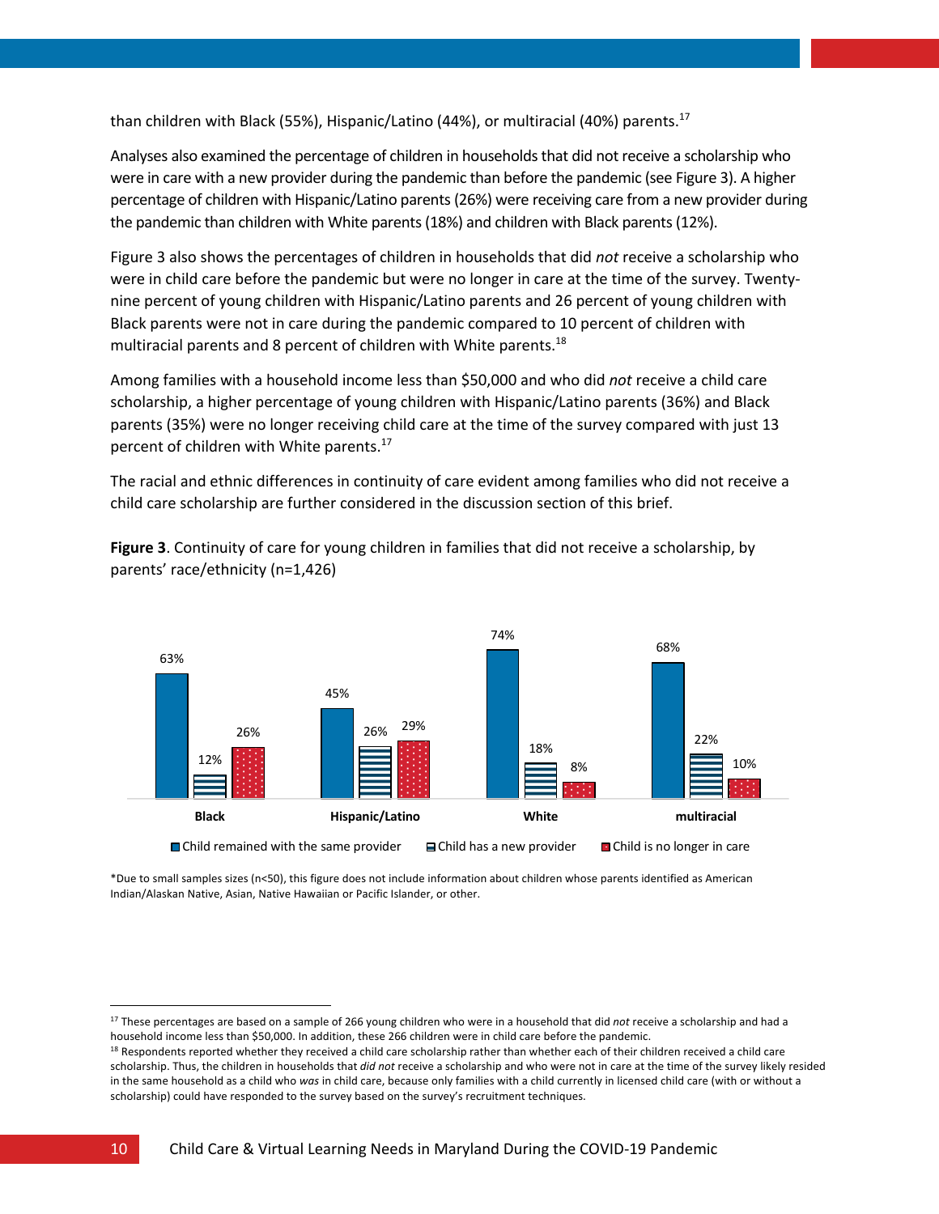than children with Black (55%), Hispanic/Latino (44%), or multiracial (40%) parents.[17]

Analyses also examined the percentage of children in households that did not receive a scholarship who were in care with a new provider during the pandemic than before the pandemic (see Figure 3). A higher percentage of children with Hispanic/Latino parents (26%) were receiving care from a new provider during the pandemic than children with White parents (18%) and children with Black parents (12%).

Figure 3 also shows the percentages of children in households that did *not* receive a scholarship who were in child care before the pandemic but were no longer in care at the time of the survey. Twenty-nine percent of young children with Hispanic/Latino parents and 26 percent of young children with Black parents were not in care during the pandemic compared to 10 percent of children with multiracial parents and 8 percent of children with White parents.[18]

Among families with a household income less than $50,000 and who did *not* receive a child care scholarship, a higher percentage of young children with Hispanic/Latino parents (36%) and Black parents (35%) were no longer receiving child care at the time of the survey compared with just 13 percent of children with White parents.[17]

The racial and ethnic differences in continuity of care evident among families who did not receive a child care scholarship are further considered in the discussion section of this brief.

**Figure 3**. Continuity of care for young children in families that did not receive a scholarship, by parents' race/ethnicity (n=1,426)

| | Black | Hispanic/Latino | White | multiracial |
|---|---|---|---|---|
| Child remained with the same provider | 63% | 45% | 74% | 68% |
| Child has a new provider | 12% | 26% | 18% | 22% |
| Child is no longer in care | 26% | 29% | 8% | 10% |

*Due to small samples sizes (n<50), this figure does not include information about children whose parents identified as American Indian/Alaskan Native, Asian, Native Hawaiian or Pacific Islander, or other.

[17] These percentages are based on a sample of 266 young children who were in a household that did *not* receive a scholarship and had a household income less than $50,000. In addition, these 266 children were in child care before the pandemic.

[18] Respondents reported whether they received a child care scholarship rather than whether each of their children received a child care scholarship. Thus, the children in households that *did not* receive a scholarship and who were not in care at the time of the survey likely resided in the same household as a child who *was* in child care, because only families with a child currently in licensed child care (with or without a scholarship) could have responded to the survey based on the survey's recruitment techniques.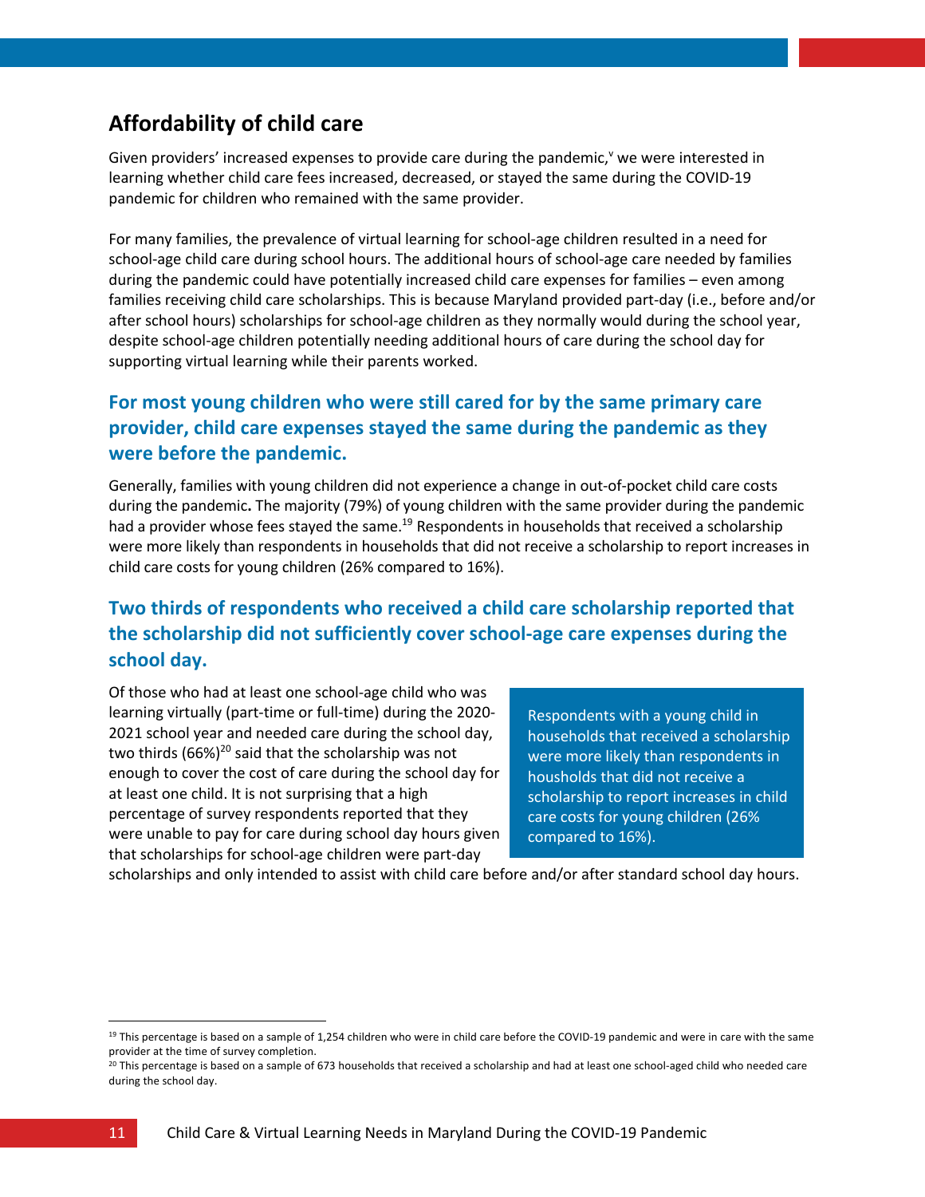## Affordability of child care

Given providers' increased expenses to provide care during the pandemic,[v] we were interested in learning whether child care fees increased, decreased, or stayed the same during the COVID-19 pandemic for children who remained with the same provider.

For many families, the prevalence of virtual learning for school-age children resulted in a need for school-age child care during school hours. The additional hours of school-age care needed by families during the pandemic could have potentially increased child care expenses for families – even among families receiving child care scholarships. This is because Maryland provided part-day (i.e., before and/or after school hours) scholarships for school-age children as they normally would during the school year, despite school-age children potentially needing additional hours of care during the school day for supporting virtual learning while their parents worked.

### For most young children who were still cared for by the same primary care provider, child care expenses stayed the same during the pandemic as they were before the pandemic.

Generally, families with young children did not experience a change in out-of-pocket child care costs during the pandemic**.** The majority (79%) of young children with the same provider during the pandemic had a provider whose fees stayed the same.[19] Respondents in households that received a scholarship were more likely than respondents in households that did not receive a scholarship to report increases in child care costs for young children (26% compared to 16%).

### Two thirds of respondents who received a child care scholarship reported that the scholarship did not sufficiently cover school-age care expenses during the school day.

Of those who had at least one school-age child who was learning virtually (part-time or full-time) during the 2020-2021 school year and needed care during the school day, two thirds (66%)[20] said that the scholarship was not enough to cover the cost of care during the school day for at least one child. It is not surprising that a high percentage of survey respondents reported that they were unable to pay for care during school day hours given that scholarships for school-age children were part-day scholarships and only intended to assist with child care before and/or after standard school day hours.

> Respondents with a young child in households that received a scholarship were more likely than respondents in housholds that did not receive a scholarship to report increases in child care costs for young children (26% compared to 16%).

---

[19] This percentage is based on a sample of 1,254 children who were in child care before the COVID-19 pandemic and were in care with the same provider at the time of survey completion.

[20] This percentage is based on a sample of 673 households that received a scholarship and had at least one school-aged child who needed care during the school day.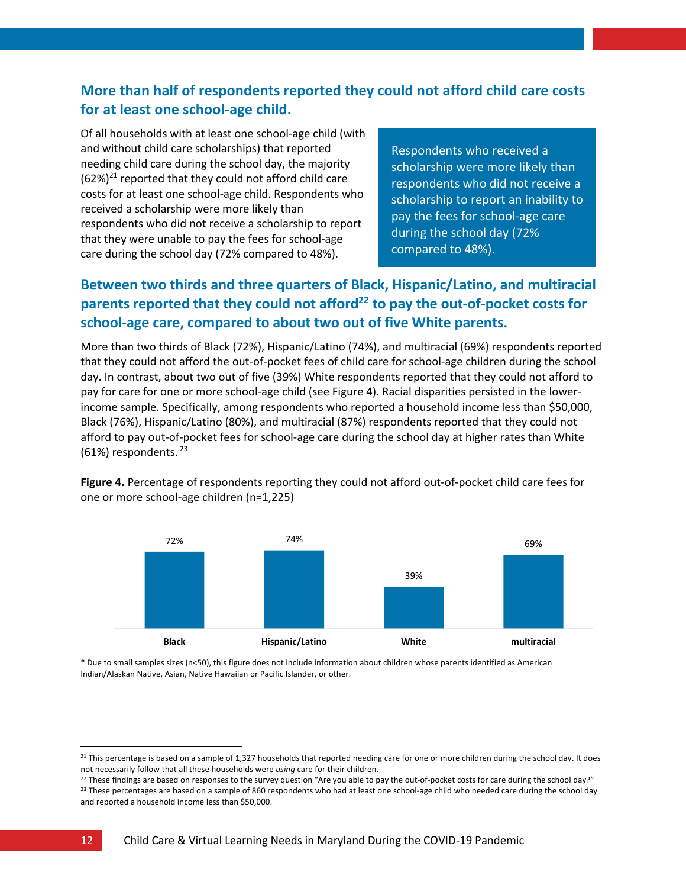## More than half of respondents reported they could not afford child care costs for at least one school-age child.

Of all households with at least one school-age child (with and without child care scholarships) that reported needing child care during the school day, the majority (62%)[21] reported that they could not afford child care costs for at least one school-age child. Respondents who received a scholarship were more likely than respondents who did not receive a scholarship to report that they were unable to pay the fees for school-age care during the school day (72% compared to 48%).

> Respondents who received a scholarship were more likely than respondents who did not receive a scholarship to report an inability to pay the fees for school-age care during the school day (72% compared to 48%).

## Between two thirds and three quarters of Black, Hispanic/Latino, and multiracial parents reported that they could not afford[22] to pay the out-of-pocket costs for school-age care, compared to about two out of five White parents.

More than two thirds of Black (72%), Hispanic/Latino (74%), and multiracial (69%) respondents reported that they could not afford the out-of-pocket fees of child care for school-age children during the school day. In contrast, about two out of five (39%) White respondents reported that they could not afford to pay for care for one or more school-age child (see Figure 4). Racial disparities persisted in the lower-income sample. Specifically, among respondents who reported a household income less than $50,000, Black (76%), Hispanic/Latino (80%), and multiracial (87%) respondents reported that they could not afford to pay out-of-pocket fees for school-age care during the school day at higher rates than White (61%) respondents.[23]

**Figure 4.** Percentage of respondents reporting they could not afford out-of-pocket child care fees for one or more school-age children (n=1,225)

| Black | Hispanic/Latino | White | multiracial |
|---|---|---|---|
| 72% | 74% | 39% | 69% |

* Due to small samples sizes (n<50), this figure does not include information about children whose parents identified as American Indian/Alaskan Native, Asian, Native Hawaiian or Pacific Islander, or other.

---

[21] This percentage is based on a sample of 1,327 households that reported needing care for one or more children during the school day. It does not necessarily follow that all these households were *using* care for their children.

[22] These findings are based on responses to the survey question "Are you able to pay the out-of-pocket costs for care during the school day?"

[23] These percentages are based on a sample of 860 respondents who had at least one school-age child who needed care during the school day and reported a household income less than $50,000.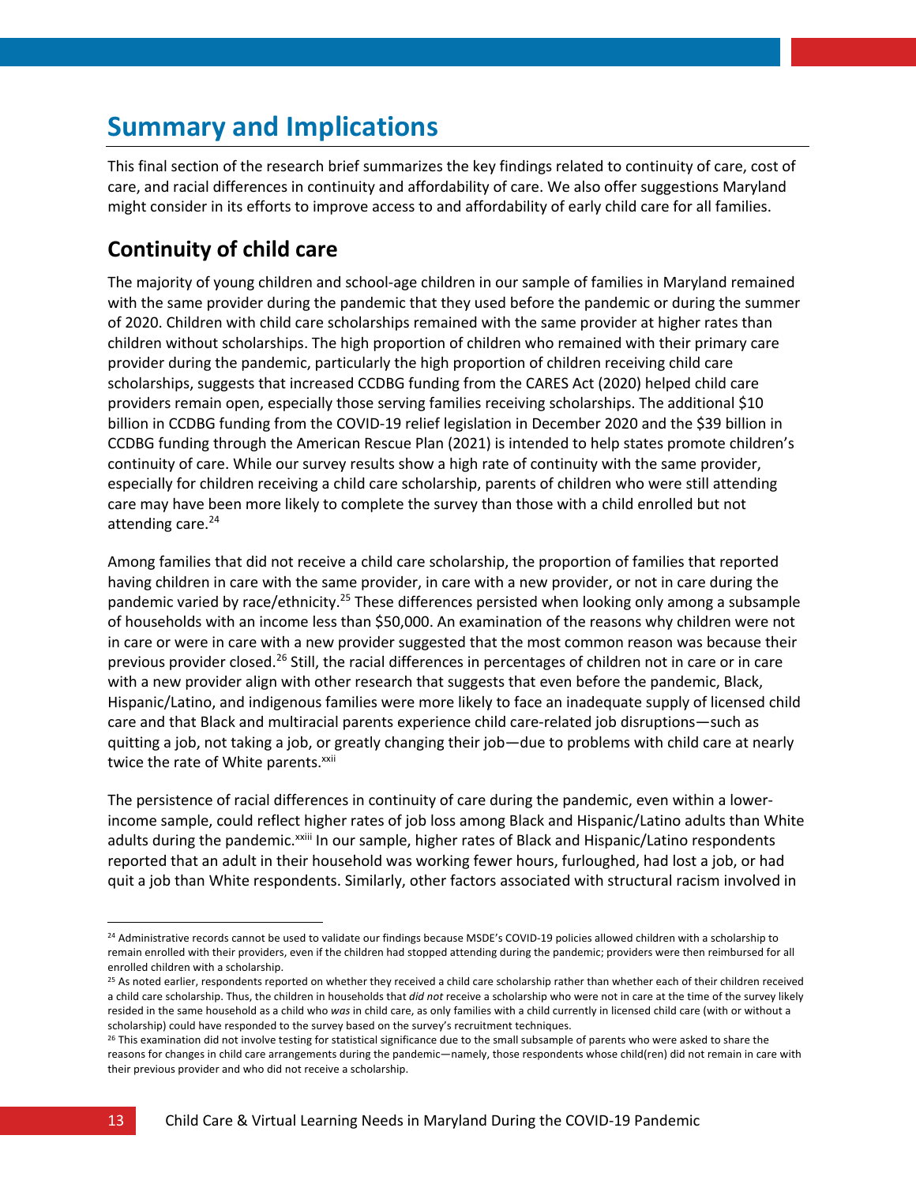# Summary and Implications

This final section of the research brief summarizes the key findings related to continuity of care, cost of care, and racial differences in continuity and affordability of care. We also offer suggestions Maryland might consider in its efforts to improve access to and affordability of early child care for all families.

## Continuity of child care

The majority of young children and school-age children in our sample of families in Maryland remained with the same provider during the pandemic that they used before the pandemic or during the summer of 2020. Children with child care scholarships remained with the same provider at higher rates than children without scholarships. The high proportion of children who remained with their primary care provider during the pandemic, particularly the high proportion of children receiving child care scholarships, suggests that increased CCDBG funding from the CARES Act (2020) helped child care providers remain open, especially those serving families receiving scholarships. The additional $10 billion in CCDBG funding from the COVID-19 relief legislation in December 2020 and the $39 billion in CCDBG funding through the American Rescue Plan (2021) is intended to help states promote children's continuity of care. While our survey results show a high rate of continuity with the same provider, especially for children receiving a child care scholarship, parents of children who were still attending care may have been more likely to complete the survey than those with a child enrolled but not attending care.[24]

Among families that did not receive a child care scholarship, the proportion of families that reported having children in care with the same provider, in care with a new provider, or not in care during the pandemic varied by race/ethnicity.[25] These differences persisted when looking only among a subsample of households with an income less than $50,000. An examination of the reasons why children were not in care or were in care with a new provider suggested that the most common reason was because their previous provider closed.[26] Still, the racial differences in percentages of children not in care or in care with a new provider align with other research that suggests that even before the pandemic, Black, Hispanic/Latino, and indigenous families were more likely to face an inadequate supply of licensed child care and that Black and multiracial parents experience child care-related job disruptions—such as quitting a job, not taking a job, or greatly changing their job—due to problems with child care at nearly twice the rate of White parents.[xxii]

The persistence of racial differences in continuity of care during the pandemic, even within a lower-income sample, could reflect higher rates of job loss among Black and Hispanic/Latino adults than White adults during the pandemic.[xxiii] In our sample, higher rates of Black and Hispanic/Latino respondents reported that an adult in their household was working fewer hours, furloughed, had lost a job, or had quit a job than White respondents. Similarly, other factors associated with structural racism involved in

---

[24] Administrative records cannot be used to validate our findings because MSDE's COVID-19 policies allowed children with a scholarship to remain enrolled with their providers, even if the children had stopped attending during the pandemic; providers were then reimbursed for all enrolled children with a scholarship.

[25] As noted earlier, respondents reported on whether they received a child care scholarship rather than whether each of their children received a child care scholarship. Thus, the children in households that *did not* receive a scholarship who were not in care at the time of the survey likely resided in the same household as a child who *was* in child care, as only families with a child currently in licensed child care (with or without a scholarship) could have responded to the survey based on the survey's recruitment techniques.

[26] This examination did not involve testing for statistical significance due to the small subsample of parents who were asked to share the reasons for changes in child care arrangements during the pandemic—namely, those respondents whose child(ren) did not remain in care with their previous provider and who did not receive a scholarship.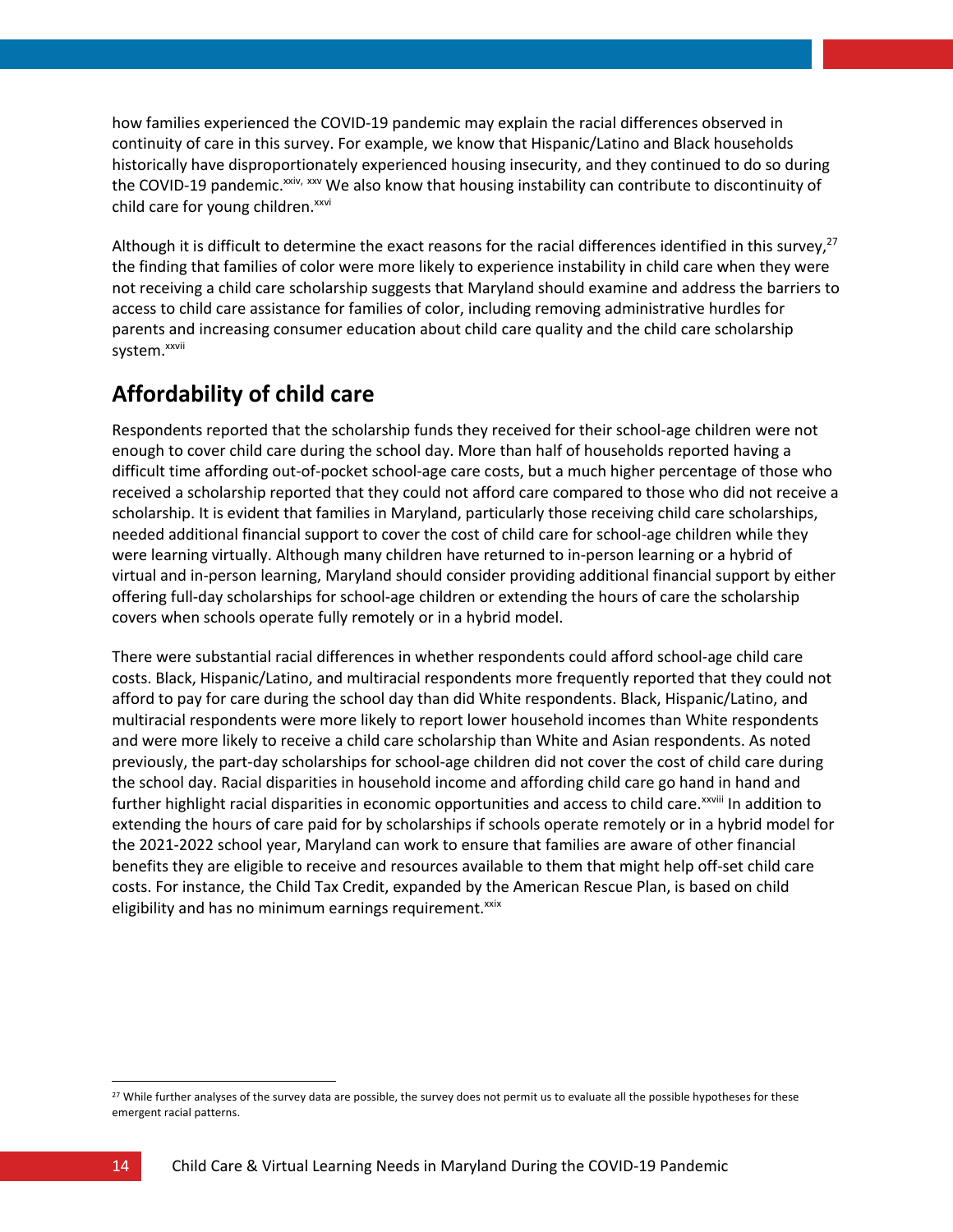how families experienced the COVID-19 pandemic may explain the racial differences observed in continuity of care in this survey. For example, we know that Hispanic/Latino and Black households historically have disproportionately experienced housing insecurity, and they continued to do so during the COVID-19 pandemic.[xxiv, xxv] We also know that housing instability can contribute to discontinuity of child care for young children.[xxvi]

Although it is difficult to determine the exact reasons for the racial differences identified in this survey,[27] the finding that families of color were more likely to experience instability in child care when they were not receiving a child care scholarship suggests that Maryland should examine and address the barriers to access to child care assistance for families of color, including removing administrative hurdles for parents and increasing consumer education about child care quality and the child care scholarship system.[xxvii]

## Affordability of child care

Respondents reported that the scholarship funds they received for their school-age children were not enough to cover child care during the school day. More than half of households reported having a difficult time affording out-of-pocket school-age care costs, but a much higher percentage of those who received a scholarship reported that they could not afford care compared to those who did not receive a scholarship. It is evident that families in Maryland, particularly those receiving child care scholarships, needed additional financial support to cover the cost of child care for school-age children while they were learning virtually. Although many children have returned to in-person learning or a hybrid of virtual and in-person learning, Maryland should consider providing additional financial support by either offering full-day scholarships for school-age children or extending the hours of care the scholarship covers when schools operate fully remotely or in a hybrid model.

There were substantial racial differences in whether respondents could afford school-age child care costs. Black, Hispanic/Latino, and multiracial respondents more frequently reported that they could not afford to pay for care during the school day than did White respondents. Black, Hispanic/Latino, and multiracial respondents were more likely to report lower household incomes than White respondents and were more likely to receive a child care scholarship than White and Asian respondents. As noted previously, the part-day scholarships for school-age children did not cover the cost of child care during the school day. Racial disparities in household income and affording child care go hand in hand and further highlight racial disparities in economic opportunities and access to child care.[xxviii] In addition to extending the hours of care paid for by scholarships if schools operate remotely or in a hybrid model for the 2021-2022 school year, Maryland can work to ensure that families are aware of other financial benefits they are eligible to receive and resources available to them that might help off-set child care costs. For instance, the Child Tax Credit, expanded by the American Rescue Plan, is based on child eligibility and has no minimum earnings requirement.[xxix]

[27] While further analyses of the survey data are possible, the survey does not permit us to evaluate all the possible hypotheses for these emergent racial patterns.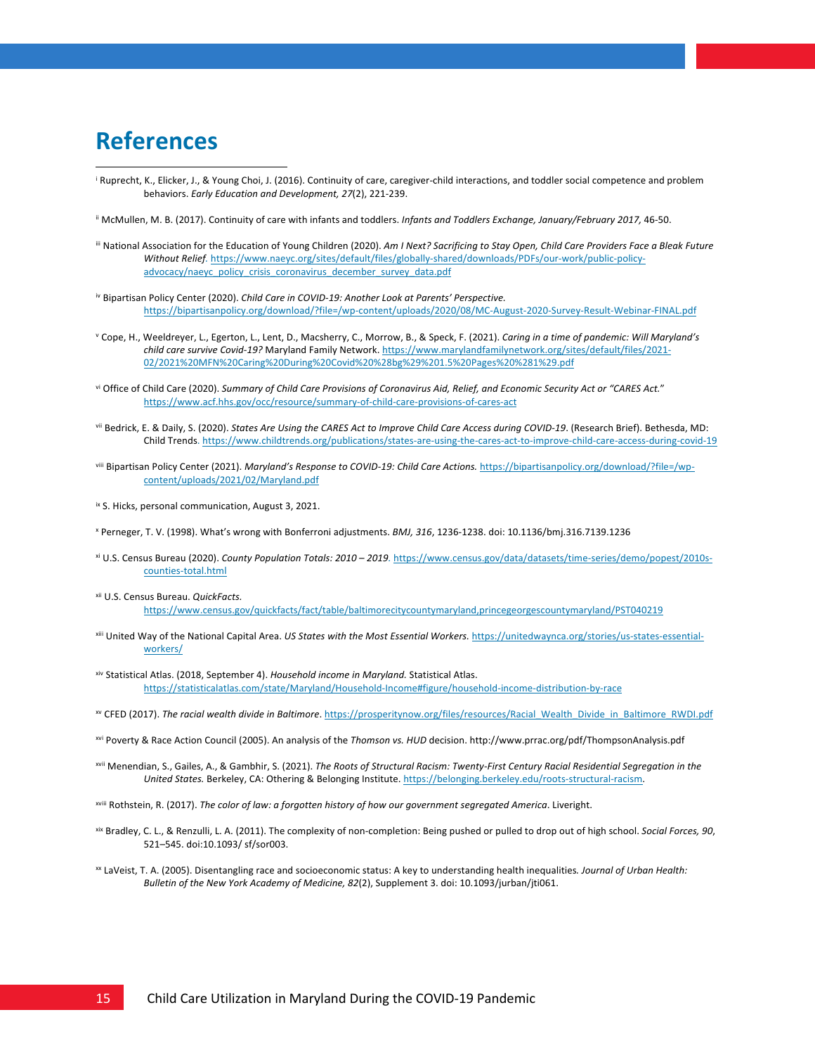# References

[i] Ruprecht, K., Elicker, J., & Young Choi, J. (2016). Continuity of care, caregiver-child interactions, and toddler social competence and problem behaviors. *Early Education and Development, 27*(2), 221-239.

[ii] McMullen, M. B. (2017). Continuity of care with infants and toddlers. *Infants and Toddlers Exchange, January/February 2017,* 46-50.

[iii] National Association for the Education of Young Children (2020). *Am I Next? Sacrificing to Stay Open, Child Care Providers Face a Bleak Future Without Relief.* https://www.naeyc.org/sites/default/files/globally-shared/downloads/PDFs/our-work/public-policy-advocacy/naeyc_policy_crisis_coronavirus_december_survey_data.pdf

[iv] Bipartisan Policy Center (2020). *Child Care in COVID-19: Another Look at Parents' Perspective.* https://bipartisanpolicy.org/download/?file=/wp-content/uploads/2020/08/MC-August-2020-Survey-Result-Webinar-FINAL.pdf

[v] Cope, H., Weeldreyer, L., Egerton, L., Lent, D., Macsherry, C., Morrow, B., & Speck, F. (2021). *Caring in a time of pandemic: Will Maryland's child care survive Covid-19?* Maryland Family Network. https://www.marylandfamilynetwork.org/sites/default/files/2021-02/2021%20MFN%20Caring%20During%20Covid%20%28bg%29%201.5%20Pages%20%281%29.pdf

[vi] Office of Child Care (2020). *Summary of Child Care Provisions of Coronavirus Aid, Relief, and Economic Security Act or "CARES Act."* https://www.acf.hhs.gov/occ/resource/summary-of-child-care-provisions-of-cares-act

[vii] Bedrick, E. & Daily, S. (2020). *States Are Using the CARES Act to Improve Child Care Access during COVID-19*. (Research Brief). Bethesda, MD: Child Trends. https://www.childtrends.org/publications/states-are-using-the-cares-act-to-improve-child-care-access-during-covid-19

[viii] Bipartisan Policy Center (2021). *Maryland's Response to COVID-19: Child Care Actions.* https://bipartisanpolicy.org/download/?file=/wp-content/uploads/2021/02/Maryland.pdf

[ix] S. Hicks, personal communication, August 3, 2021.

[x] Perneger, T. V. (1998). What's wrong with Bonferroni adjustments. *BMJ, 316*, 1236-1238. doi: 10.1136/bmj.316.7139.1236

[xi] U.S. Census Bureau (2020). *County Population Totals: 2010 – 2019.* https://www.census.gov/data/datasets/time-series/demo/popest/2010s-counties-total.html

[xii] U.S. Census Bureau. *QuickFacts.* https://www.census.gov/quickfacts/fact/table/baltimorecitycountymaryland,princegeorgescountymaryland/PST040219

[xiii] United Way of the National Capital Area. *US States with the Most Essential Workers.* https://unitedwaynca.org/stories/us-states-essential-workers/

[xiv] Statistical Atlas. (2018, September 4). *Household income in Maryland.* Statistical Atlas. https://statisticalatlas.com/state/Maryland/Household-Income#figure/household-income-distribution-by-race

[xv] CFED (2017). *The racial wealth divide in Baltimore*. https://prosperitynow.org/files/resources/Racial_Wealth_Divide_in_Baltimore_RWDI.pdf

[xvi] Poverty & Race Action Council (2005). An analysis of the *Thomson vs. HUD* decision. http://www.prrac.org/pdf/ThompsonAnalysis.pdf

[xvii] Menendian, S., Gailes, A., & Gambhir, S. (2021). *The Roots of Structural Racism: Twenty-First Century Racial Residential Segregation in the United States.* Berkeley, CA: Othering & Belonging Institute. https://belonging.berkeley.edu/roots-structural-racism.

[xviii] Rothstein, R. (2017). *The color of law: a forgotten history of how our government segregated America*. Liveright.

[xix] Bradley, C. L., & Renzulli, L. A. (2011). The complexity of non-completion: Being pushed or pulled to drop out of high school. *Social Forces, 90*, 521–545. doi:10.1093/ sf/sor003.

[xx] LaVeist, T. A. (2005). Disentangling race and socioeconomic status: A key to understanding health inequalities*. Journal of Urban Health: Bulletin of the New York Academy of Medicine, 82*(2), Supplement 3. doi: 10.1093/jurban/jti061.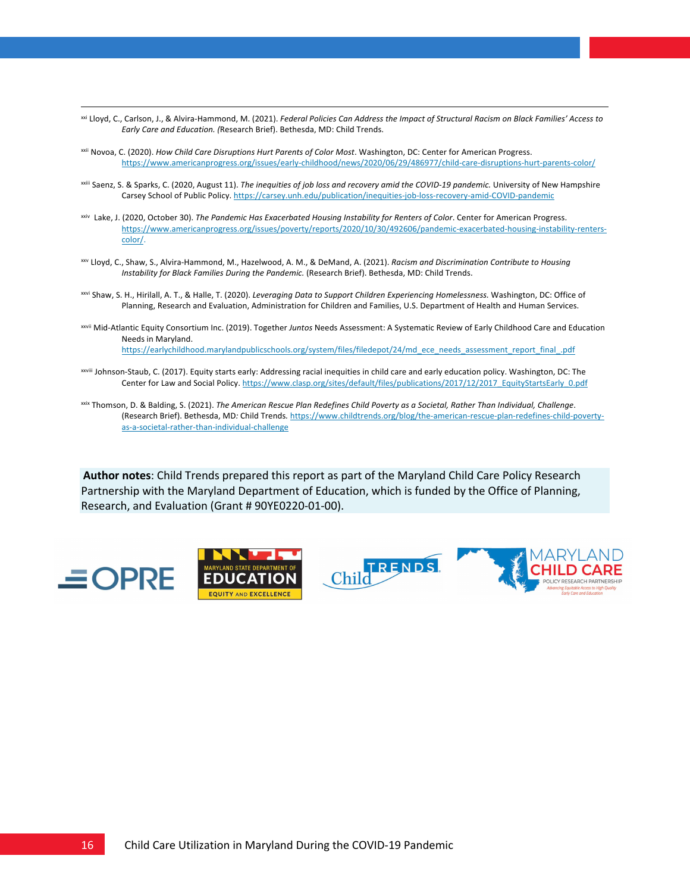[xxi] Lloyd, C., Carlson, J., & Alvira-Hammond, M. (2021). *Federal Policies Can Address the Impact of Structural Racism on Black Families' Access to Early Care and Education.* (Research Brief). Bethesda, MD: Child Trends.

[xxii] Novoa, C. (2020). *How Child Care Disruptions Hurt Parents of Color Most*. Washington, DC: Center for American Progress. https://www.americanprogress.org/issues/early-childhood/news/2020/06/29/486977/child-care-disruptions-hurt-parents-color/

[xxiii] Saenz, S. & Sparks, C. (2020, August 11). *The inequities of job loss and recovery amid the COVID-19 pandemic.* University of New Hampshire Carsey School of Public Policy. https://carsey.unh.edu/publication/inequities-job-loss-recovery-amid-COVID-pandemic

[xxiv] Lake, J. (2020, October 30). *The Pandemic Has Exacerbated Housing Instability for Renters of Color*. Center for American Progress. https://www.americanprogress.org/issues/poverty/reports/2020/10/30/492606/pandemic-exacerbated-housing-instability-renters-color/.

[xxv] Lloyd, C., Shaw, S., Alvira-Hammond, M., Hazelwood, A. M., & DeMand, A. (2021). *Racism and Discrimination Contribute to Housing Instability for Black Families During the Pandemic.* (Research Brief). Bethesda, MD: Child Trends.

[xxvi] Shaw, S. H., Hirilall, A. T., & Halle, T. (2020). *Leveraging Data to Support Children Experiencing Homelessness.* Washington, DC: Office of Planning, Research and Evaluation, Administration for Children and Families, U.S. Department of Health and Human Services.

[xxvii] Mid-Atlantic Equity Consortium Inc. (2019). Together *Juntos* Needs Assessment: A Systematic Review of Early Childhood Care and Education Needs in Maryland. https://earlychildhood.marylandpublicschools.org/system/files/filedepot/24/md_ece_needs_assessment_report_final_.pdf

[xxviii] Johnson-Staub, C. (2017). Equity starts early: Addressing racial inequities in child care and early education policy. Washington, DC: The Center for Law and Social Policy. https://www.clasp.org/sites/default/files/publications/2017/12/2017_EquityStartsEarly_0.pdf

[xxix] Thomson, D. & Balding, S. (2021). *The American Rescue Plan Redefines Child Poverty as a Societal, Rather Than Individual, Challenge*. (Research Brief). Bethesda, MD: Child Trends. https://www.childtrends.org/blog/the-american-rescue-plan-redefines-child-poverty-as-a-societal-rather-than-individual-challenge

**Author notes**: Child Trends prepared this report as part of the Maryland Child Care Policy Research Partnership with the Maryland Department of Education, which is funded by the Office of Planning, Research, and Evaluation (Grant # 90YE0220-01-00).